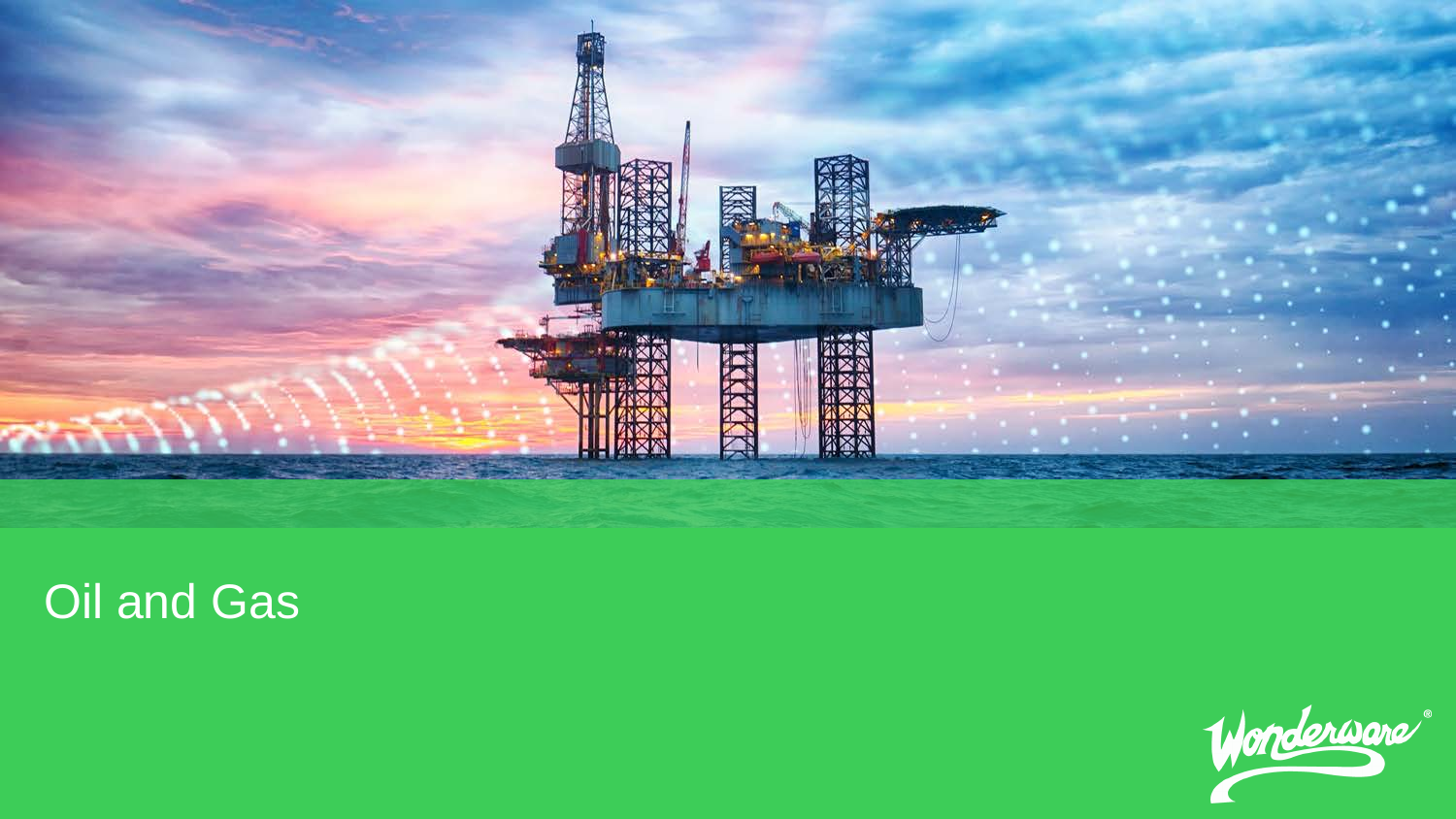# Oil and Gas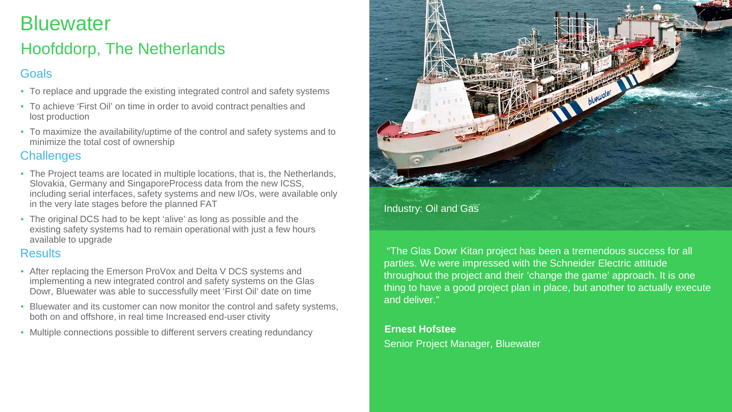# Bluewater

## Hoofddorp, The Netherlands

### Goals

- To replace and upgrade the existing integrated control and safety systems
- To achieve 'First Oil' on time in order to avoid contract penalties and lost production
- To maximize the availability/uptime of the control and safety systems and to minimize the total cost of ownership

### Challenges

- The Project teams are located in multiple locations, that is, the Netherlands, Slovakia, Germany and SingaporeProcess data from the new ICSS, including serial interfaces, safety systems and new I/Os, were available only in the very late stages before the planned FAT
- The original DCS had to be kept 'alive' as long as possible and the existing safety systems had to remain operational with just a few hours available to upgrade

### Results

- After replacing the Emerson ProVox and Delta V DCS systems and implementing a new integrated control and safety systems on the Glas Dowr, Bluewater was able to successfully meet 'First Oil' date on time
- Bluewater and its customer can now monitor the control and safety systems, both on and offshore, in real time Increased end-user ctivity
- Multiple connections possible to different servers creating redundancy

Industry: Oil and Gas

"The Glas Dowr Kitan project has been a tremendous success for all parties. We were impressed with the Schneider Electric attitude throughout the project and their 'change the game' approach. It is one thing to have a good project plan in place, but another to actually execute and deliver."

**Ernest Hofstee**
Senior Project Manager, Bluewater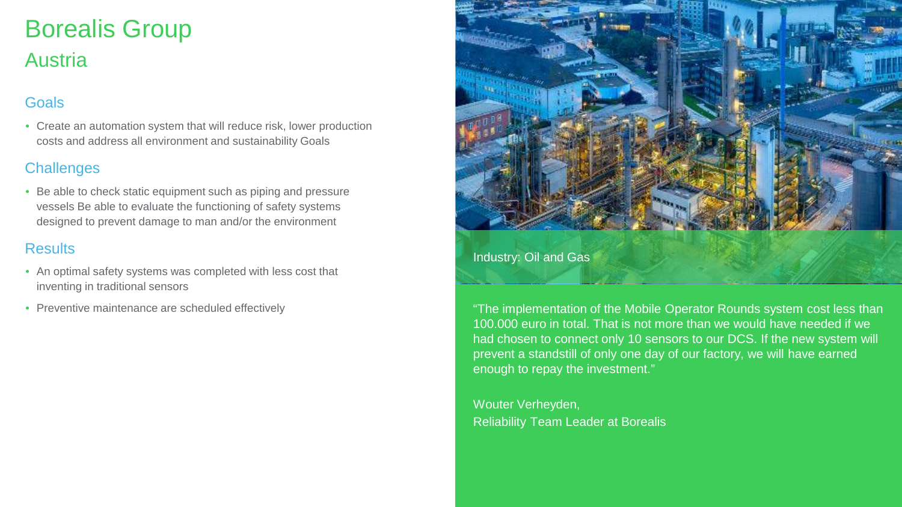# Borealis Group

## Austria

### Goals

- Create an automation system that will reduce risk, lower production costs and address all environment and sustainability Goals

### Challenges

- Be able to check static equipment such as piping and pressure vessels Be able to evaluate the functioning of safety systems designed to prevent damage to man and/or the environment

### Results

- An optimal safety systems was completed with less cost that inventing in traditional sensors
- Preventive maintenance are scheduled effectively

Industry: Oil and Gas

"The implementation of the Mobile Operator Rounds system cost less than 100.000 euro in total. That is not more than we would have needed if we had chosen to connect only 10 sensors to our DCS. If the new system will prevent a standstill of only one day of our factory, we will have earned enough to repay the investment."

Wouter Verheyden,
Reliability Team Leader at Borealis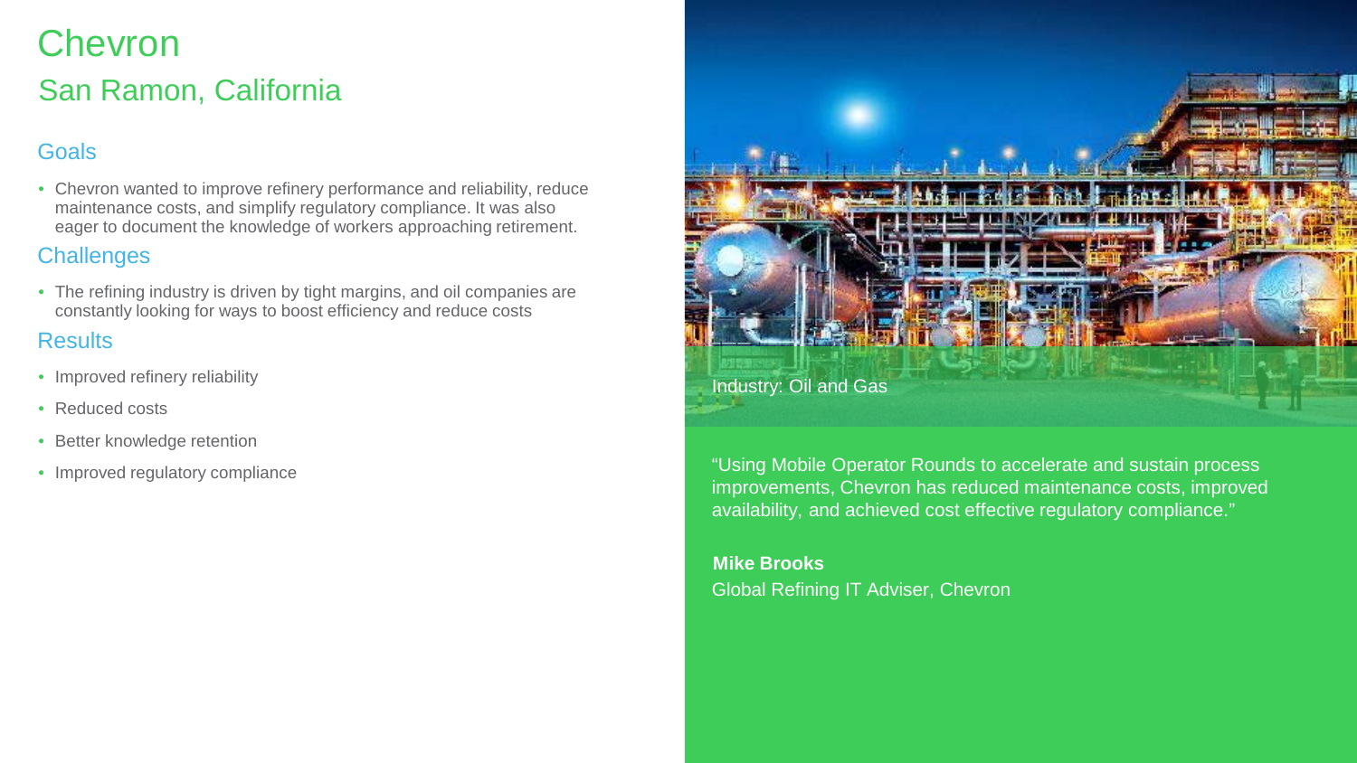# Chevron

## San Ramon, California

### Goals

- Chevron wanted to improve refinery performance and reliability, reduce maintenance costs, and simplify regulatory compliance. It was also eager to document the knowledge of workers approaching retirement.

### Challenges

- The refining industry is driven by tight margins, and oil companies are constantly looking for ways to boost efficiency and reduce costs

### Results

- Improved refinery reliability
- Reduced costs
- Better knowledge retention
- Improved regulatory compliance

Industry: Oil and Gas

"Using Mobile Operator Rounds to accelerate and sustain process improvements, Chevron has reduced maintenance costs, improved availability, and achieved cost effective regulatory compliance."

**Mike Brooks**
Global Refining IT Adviser, Chevron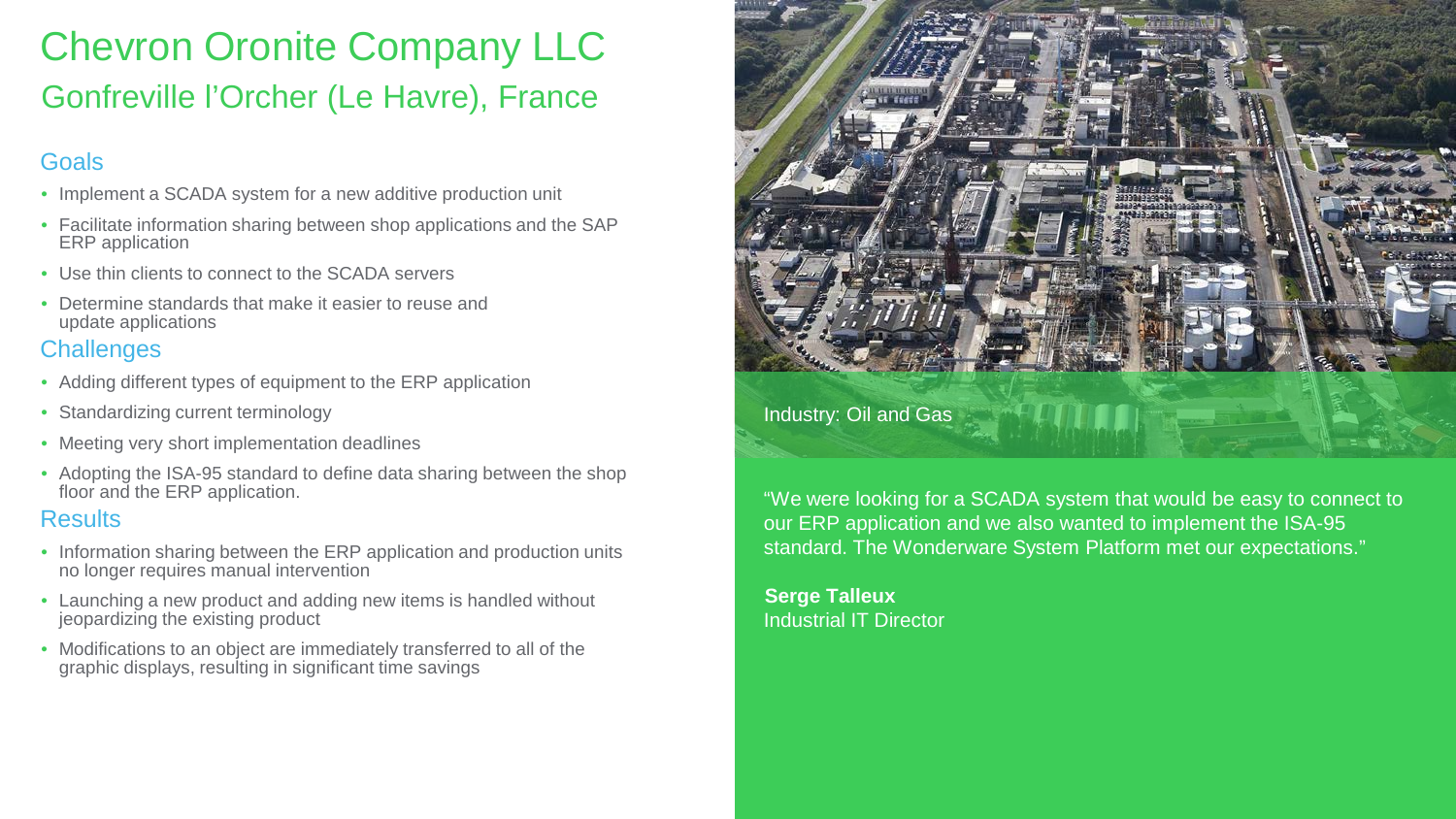# Chevron Oronite Company LLC

## Gonfreville l'Orcher (Le Havre), France

### Goals

- Implement a SCADA system for a new additive production unit
- Facilitate information sharing between shop applications and the SAP ERP application
- Use thin clients to connect to the SCADA servers
- Determine standards that make it easier to reuse and update applications

### Challenges

- Adding different types of equipment to the ERP application
- Standardizing current terminology
- Meeting very short implementation deadlines
- Adopting the ISA-95 standard to define data sharing between the shop floor and the ERP application.

### Results

- Information sharing between the ERP application and production units no longer requires manual intervention
- Launching a new product and adding new items is handled without jeopardizing the existing product
- Modifications to an object are immediately transferred to all of the graphic displays, resulting in significant time savings

Industry: Oil and Gas

"We were looking for a SCADA system that would be easy to connect to our ERP application and we also wanted to implement the ISA-95 standard. The Wonderware System Platform met our expectations."

**Serge Talleux**
Industrial IT Director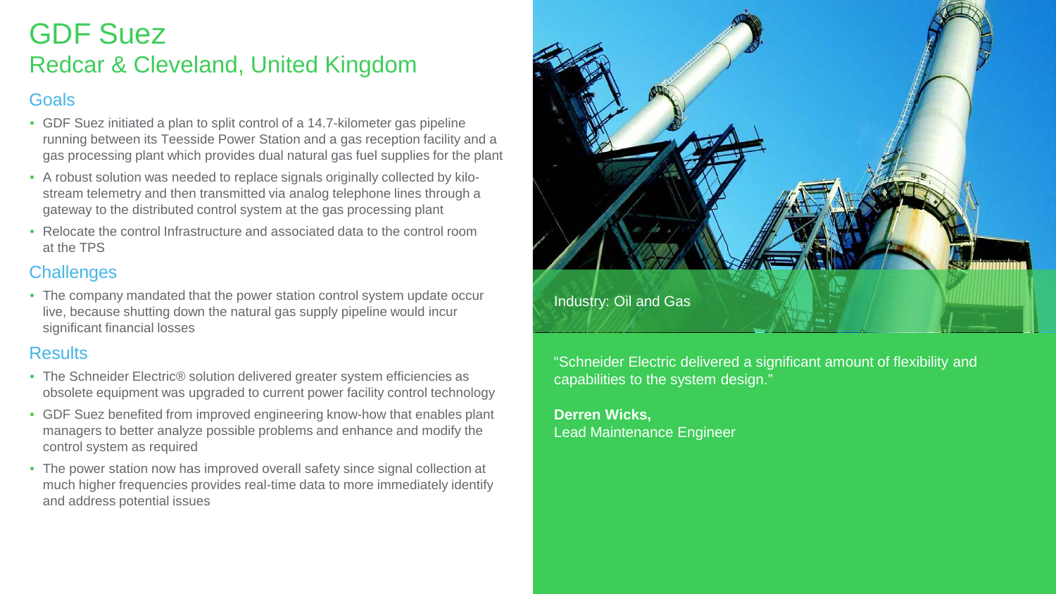# GDF Suez

## Redcar & Cleveland, United Kingdom

### Goals

- GDF Suez initiated a plan to split control of a 14.7-kilometer gas pipeline running between its Teesside Power Station and a gas reception facility and a gas processing plant which provides dual natural gas fuel supplies for the plant
- A robust solution was needed to replace signals originally collected by kilo-stream telemetry and then transmitted via analog telephone lines through a gateway to the distributed control system at the gas processing plant
- Relocate the control Infrastructure and associated data to the control room at the TPS

### Challenges

- The company mandated that the power station control system update occur live, because shutting down the natural gas supply pipeline would incur significant financial losses

### Results

- The Schneider Electric® solution delivered greater system efficiencies as obsolete equipment was upgraded to current power facility control technology
- GDF Suez benefited from improved engineering know-how that enables plant managers to better analyze possible problems and enhance and modify the control system as required
- The power station now has improved overall safety since signal collection at much higher frequencies provides real-time data to more immediately identify and address potential issues

Industry: Oil and Gas

"Schneider Electric delivered a significant amount of flexibility and capabilities to the system design."

**Derren Wicks,**
Lead Maintenance Engineer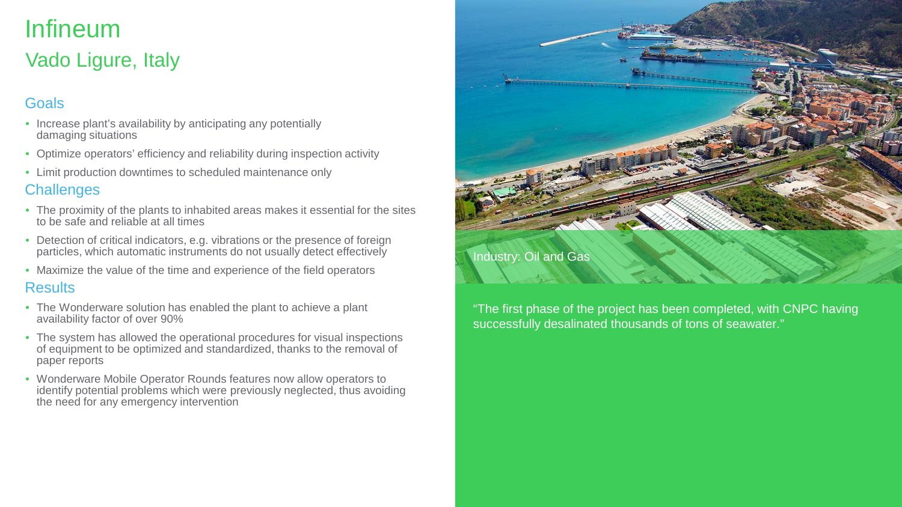# Infineum

## Vado Ligure, Italy

### Goals

- Increase plant's availability by anticipating any potentially damaging situations
- Optimize operators' efficiency and reliability during inspection activity
- Limit production downtimes to scheduled maintenance only

### Challenges

- The proximity of the plants to inhabited areas makes it essential for the sites to be safe and reliable at all times
- Detection of critical indicators, e.g. vibrations or the presence of foreign particles, which automatic instruments do not usually detect effectively
- Maximize the value of the time and experience of the field operators

### Results

- The Wonderware solution has enabled the plant to achieve a plant availability factor of over 90%
- The system has allowed the operational procedures for visual inspections of equipment to be optimized and standardized, thanks to the removal of paper reports
- Wonderware Mobile Operator Rounds features now allow operators to identify potential problems which were previously neglected, thus avoiding the need for any emergency intervention

Industry: Oil and Gas

"The first phase of the project has been completed, with CNPC having successfully desalinated thousands of tons of seawater."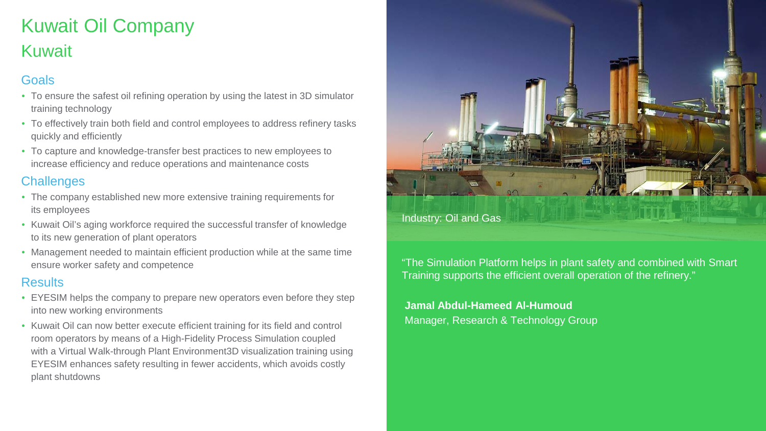# Kuwait Oil Company

## Kuwait

### Goals

- To ensure the safest oil refining operation by using the latest in 3D simulator training technology
- To effectively train both field and control employees to address refinery tasks quickly and efficiently
- To capture and knowledge-transfer best practices to new employees to increase efficiency and reduce operations and maintenance costs

### Challenges

- The company established new more extensive training requirements for its employees
- Kuwait Oil's aging workforce required the successful transfer of knowledge to its new generation of plant operators
- Management needed to maintain efficient production while at the same time ensure worker safety and competence

### Results

- EYESIM helps the company to prepare new operators even before they step into new working environments
- Kuwait Oil can now better execute efficient training for its field and control room operators by means of a High-Fidelity Process Simulation coupled with a Virtual Walk-through Plant Environment3D visualization training using EYESIM enhances safety resulting in fewer accidents, which avoids costly plant shutdowns

Industry: Oil and Gas

"The Simulation Platform helps in plant safety and combined with Smart Training supports the efficient overall operation of the refinery."

**Jamal Abdul-Hameed Al-Humoud**
Manager, Research & Technology Group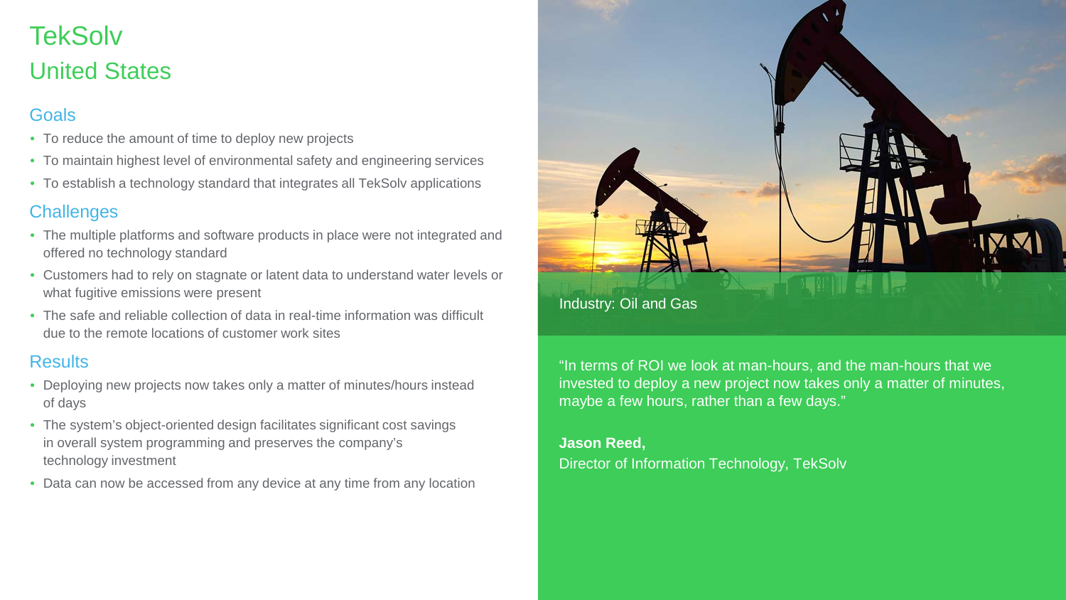# TekSolv

## United States

### Goals

- To reduce the amount of time to deploy new projects
- To maintain highest level of environmental safety and engineering services
- To establish a technology standard that integrates all TekSolv applications

### Challenges

- The multiple platforms and software products in place were not integrated and offered no technology standard
- Customers had to rely on stagnate or latent data to understand water levels or what fugitive emissions were present
- The safe and reliable collection of data in real-time information was difficult due to the remote locations of customer work sites

### Results

- Deploying new projects now takes only a matter of minutes/hours instead of days
- The system's object-oriented design facilitates significant cost savings in overall system programming and preserves the company's technology investment
- Data can now be accessed from any device at any time from any location

Industry: Oil and Gas

"In terms of ROI we look at man-hours, and the man-hours that we invested to deploy a new project now takes only a matter of minutes, maybe a few hours, rather than a few days."

**Jason Reed,**
Director of Information Technology, TekSolv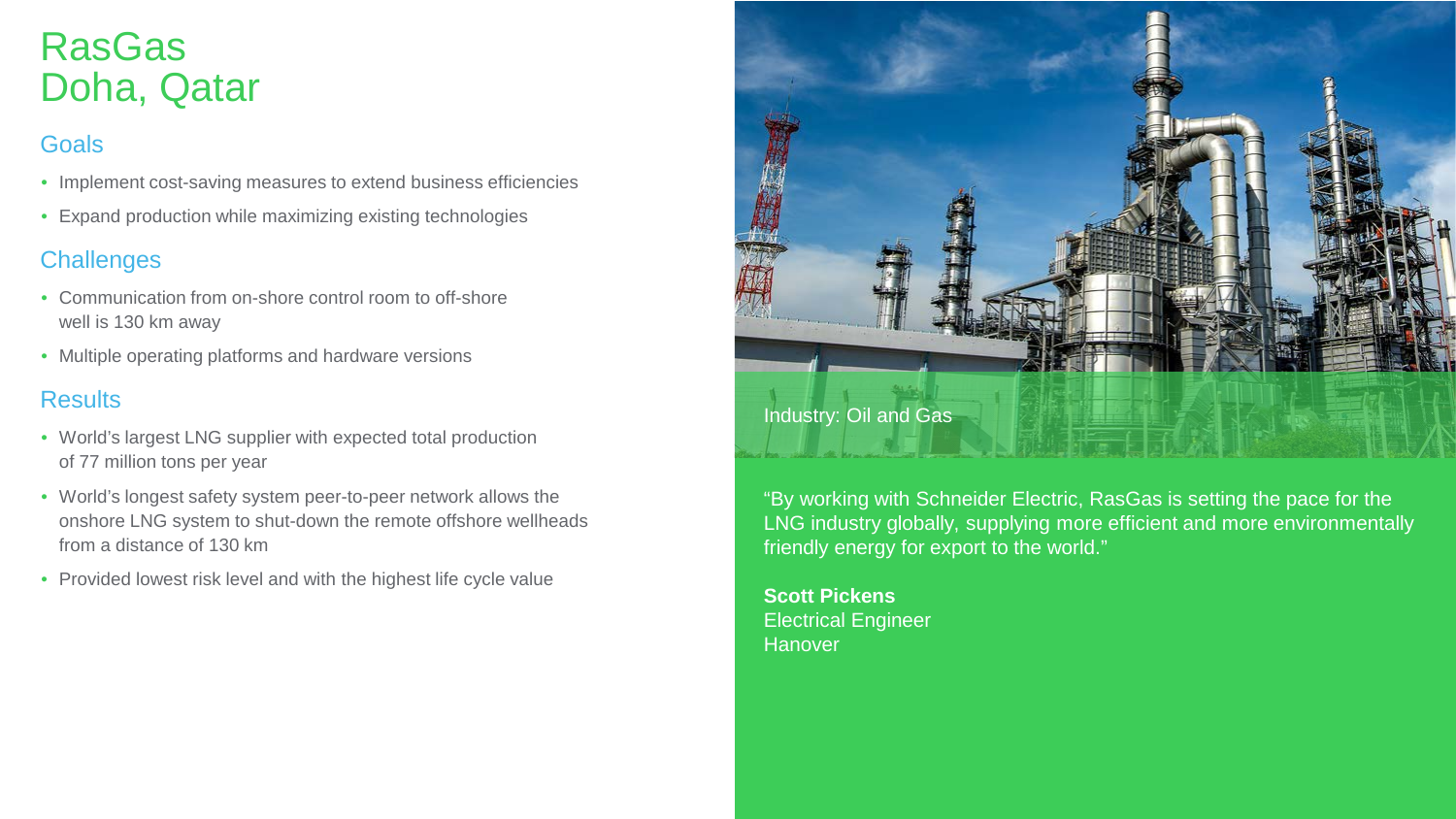# RasGas
# Doha, Qatar

## Goals

- Implement cost-saving measures to extend business efficiencies
- Expand production while maximizing existing technologies

## Challenges

- Communication from on-shore control room to off-shore well is 130 km away
- Multiple operating platforms and hardware versions

## Results

- World's largest LNG supplier with expected total production of 77 million tons per year
- World's longest safety system peer-to-peer network allows the onshore LNG system to shut-down the remote offshore wellheads from a distance of 130 km
- Provided lowest risk level and with the highest life cycle value

Industry: Oil and Gas

"By working with Schneider Electric, RasGas is setting the pace for the LNG industry globally, supplying more efficient and more environmentally friendly energy for export to the world."

**Scott Pickens**
Electrical Engineer
Hanover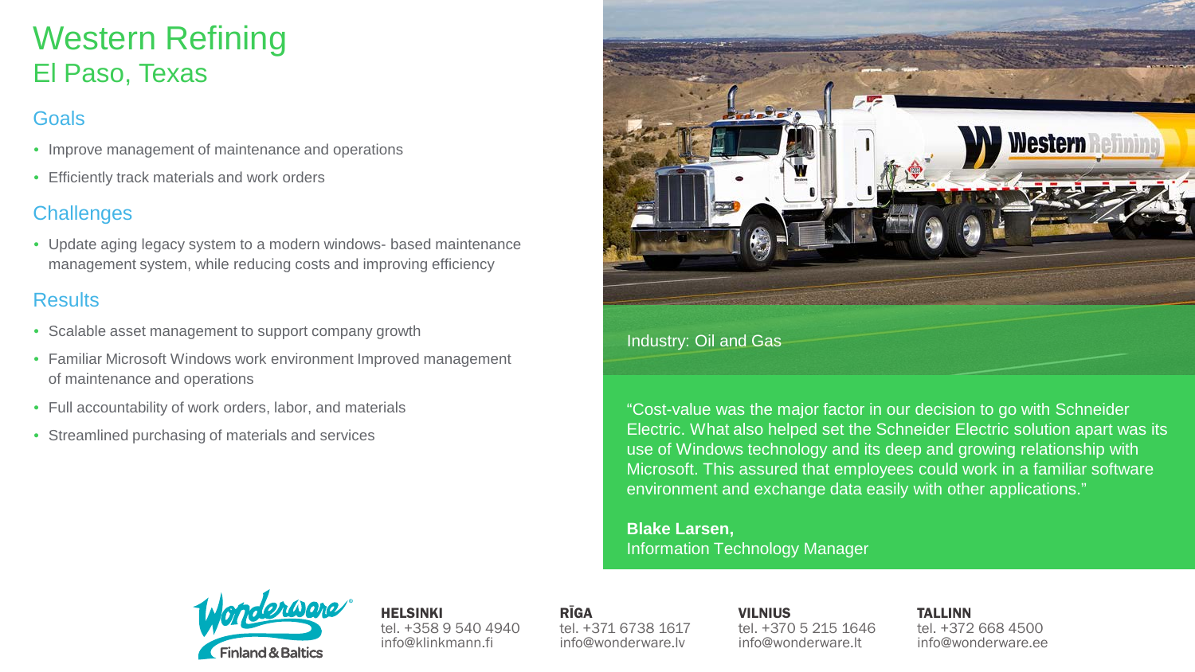# Western Refining

## El Paso, Texas

### Goals

- Improve management of maintenance and operations
- Efficiently track materials and work orders

### Challenges

- Update aging legacy system to a modern windows- based maintenance management system, while reducing costs and improving efficiency

### Results

- Scalable asset management to support company growth
- Familiar Microsoft Windows work environment Improved management of maintenance and operations
- Full accountability of work orders, labor, and materials
- Streamlined purchasing of materials and services

Industry: Oil and Gas

"Cost-value was the major factor in our decision to go with Schneider Electric. What also helped set the Schneider Electric solution apart was its use of Windows technology and its deep and growing relationship with Microsoft. This assured that employees could work in a familiar software environment and exchange data easily with other applications."

**Blake Larsen,**
Information Technology Manager

Wonderware Finland & Baltics

**HELSINKI**
tel. +358 9 540 4940
info@klinkmann.fi

**RĪGA**
tel. +371 6738 1617
info@wonderware.lv

**VILNIUS**
tel. +370 5 215 1646
info@wonderware.lt

**TALLINN**
tel. +372 668 4500
info@wonderware.ee